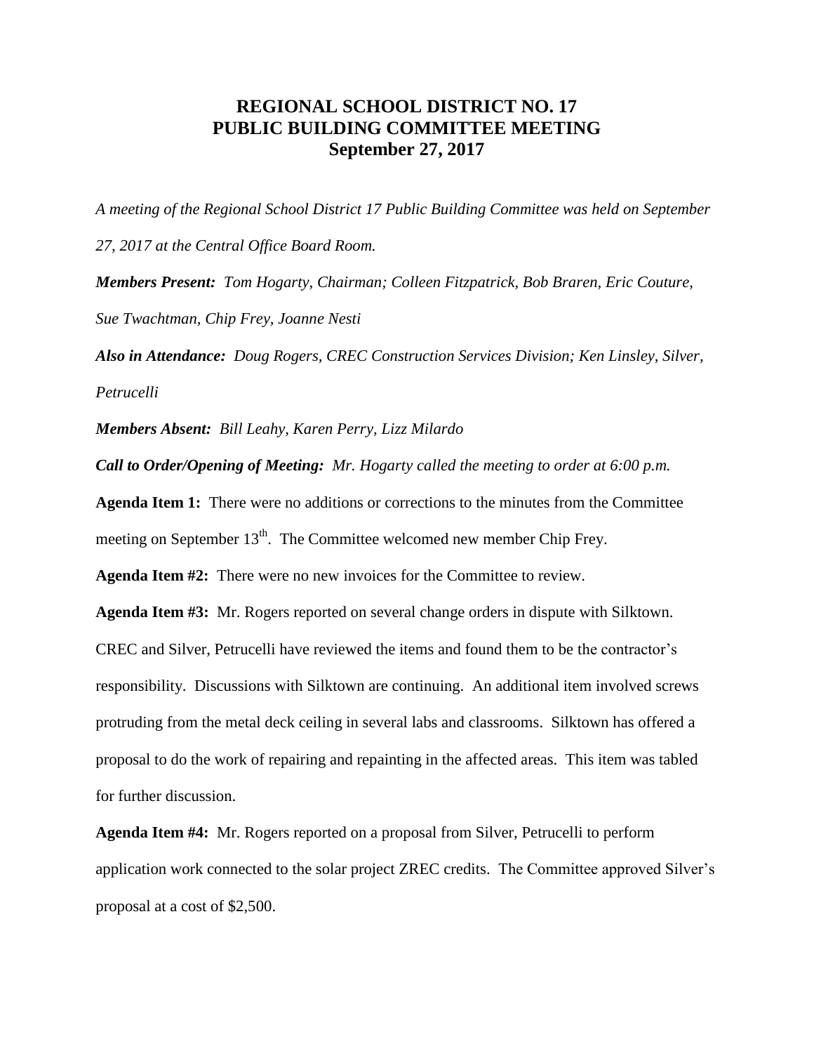# REGIONAL SCHOOL DISTRICT NO. 17
# PUBLIC BUILDING COMMITTEE MEETING
# September 27, 2017

*A meeting of the Regional School District 17 Public Building Committee was held on September 27, 2017 at the Central Office Board Room.*

***Members Present:*** *Tom Hogarty, Chairman; Colleen Fitzpatrick, Bob Braren, Eric Couture, Sue Twachtman, Chip Frey, Joanne Nesti*

***Also in Attendance:*** *Doug Rogers, CREC Construction Services Division; Ken Linsley, Silver, Petrucelli*

***Members Absent:*** *Bill Leahy, Karen Perry, Lizz Milardo*

***Call to Order/Opening of Meeting:*** *Mr. Hogarty called the meeting to order at 6:00 p.m.*

**Agenda Item 1:** There were no additions or corrections to the minutes from the Committee meeting on September 13th. The Committee welcomed new member Chip Frey.

**Agenda Item #2:** There were no new invoices for the Committee to review.

**Agenda Item #3:** Mr. Rogers reported on several change orders in dispute with Silktown. CREC and Silver, Petrucelli have reviewed the items and found them to be the contractor's responsibility. Discussions with Silktown are continuing. An additional item involved screws protruding from the metal deck ceiling in several labs and classrooms. Silktown has offered a proposal to do the work of repairing and repainting in the affected areas. This item was tabled for further discussion.

**Agenda Item #4:** Mr. Rogers reported on a proposal from Silver, Petrucelli to perform application work connected to the solar project ZREC credits. The Committee approved Silver's proposal at a cost of $2,500.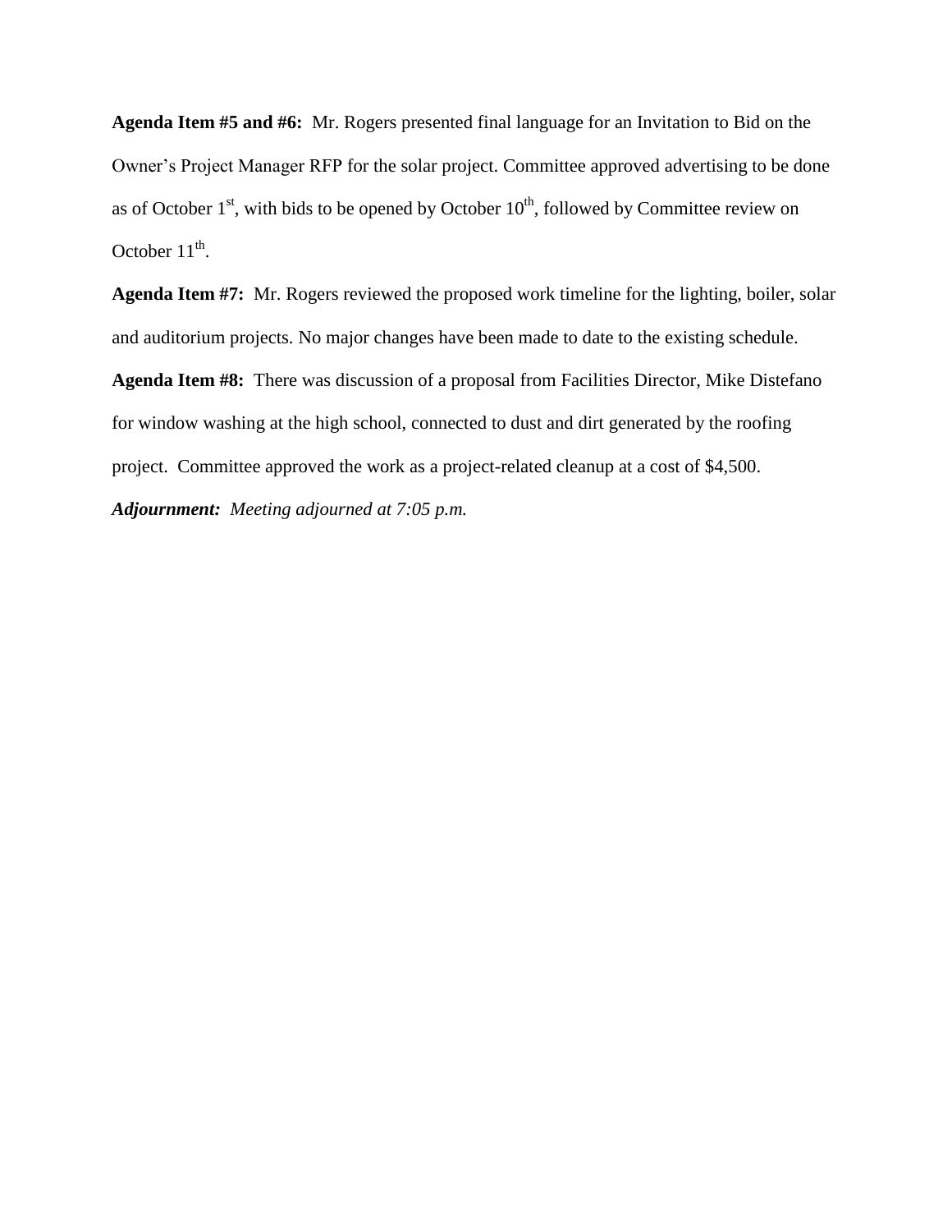**Agenda Item #5 and #6:** Mr. Rogers presented final language for an Invitation to Bid on the Owner's Project Manager RFP for the solar project. Committee approved advertising to be done as of October 1st, with bids to be opened by October 10th, followed by Committee review on October 11th.

**Agenda Item #7:** Mr. Rogers reviewed the proposed work timeline for the lighting, boiler, solar and auditorium projects. No major changes have been made to date to the existing schedule.

**Agenda Item #8:** There was discussion of a proposal from Facilities Director, Mike Distefano for window washing at the high school, connected to dust and dirt generated by the roofing project. Committee approved the work as a project-related cleanup at a cost of $4,500.

***Adjournment:*** *Meeting adjourned at 7:05 p.m.*